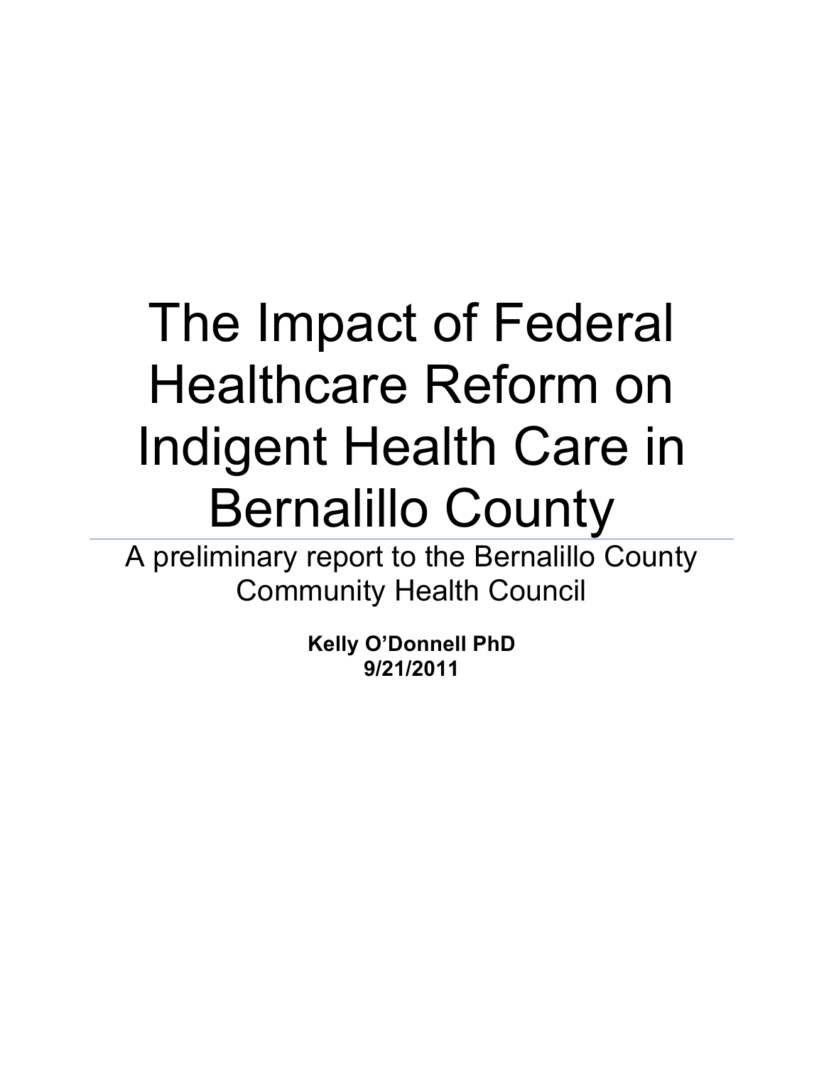# The Impact of Federal Healthcare Reform on Indigent Health Care in Bernalillo County

A preliminary report to the Bernalillo County Community Health Council

**Kelly O'Donnell PhD**
**9/21/2011**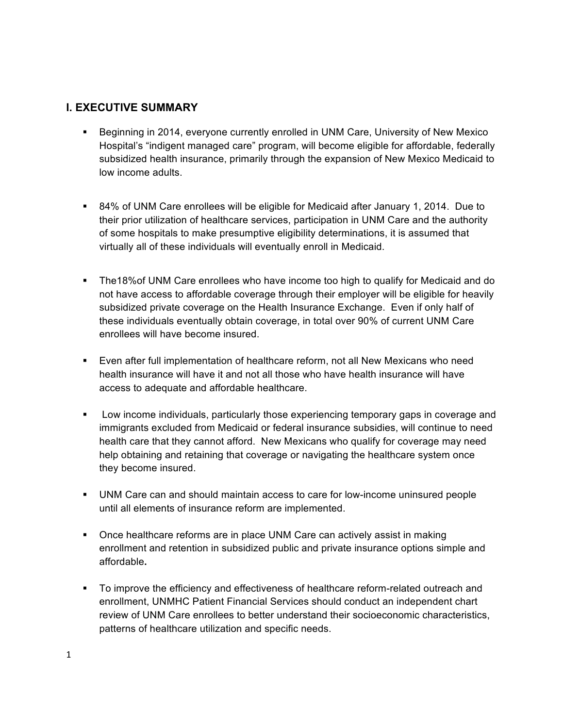## I. EXECUTIVE SUMMARY

- Beginning in 2014, everyone currently enrolled in UNM Care, University of New Mexico Hospital's "indigent managed care" program, will become eligible for affordable, federally subsidized health insurance, primarily through the expansion of New Mexico Medicaid to low income adults.
- 84% of UNM Care enrollees will be eligible for Medicaid after January 1, 2014. Due to their prior utilization of healthcare services, participation in UNM Care and the authority of some hospitals to make presumptive eligibility determinations, it is assumed that virtually all of these individuals will eventually enroll in Medicaid.
- The18%of UNM Care enrollees who have income too high to qualify for Medicaid and do not have access to affordable coverage through their employer will be eligible for heavily subsidized private coverage on the Health Insurance Exchange. Even if only half of these individuals eventually obtain coverage, in total over 90% of current UNM Care enrollees will have become insured.
- Even after full implementation of healthcare reform, not all New Mexicans who need health insurance will have it and not all those who have health insurance will have access to adequate and affordable healthcare.
- Low income individuals, particularly those experiencing temporary gaps in coverage and immigrants excluded from Medicaid or federal insurance subsidies, will continue to need health care that they cannot afford. New Mexicans who qualify for coverage may need help obtaining and retaining that coverage or navigating the healthcare system once they become insured.
- UNM Care can and should maintain access to care for low-income uninsured people until all elements of insurance reform are implemented.
- Once healthcare reforms are in place UNM Care can actively assist in making enrollment and retention in subsidized public and private insurance options simple and affordable**.**
- To improve the efficiency and effectiveness of healthcare reform-related outreach and enrollment, UNMHC Patient Financial Services should conduct an independent chart review of UNM Care enrollees to better understand their socioeconomic characteristics, patterns of healthcare utilization and specific needs.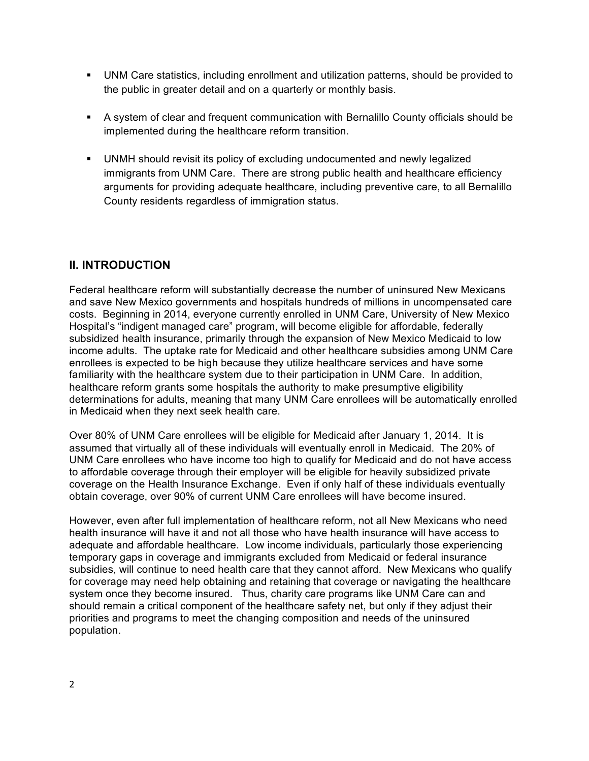- UNM Care statistics, including enrollment and utilization patterns, should be provided to the public in greater detail and on a quarterly or monthly basis.

- A system of clear and frequent communication with Bernalillo County officials should be implemented during the healthcare reform transition.

- UNMH should revisit its policy of excluding undocumented and newly legalized immigrants from UNM Care. There are strong public health and healthcare efficiency arguments for providing adequate healthcare, including preventive care, to all Bernalillo County residents regardless of immigration status.

## II. INTRODUCTION

Federal healthcare reform will substantially decrease the number of uninsured New Mexicans and save New Mexico governments and hospitals hundreds of millions in uncompensated care costs. Beginning in 2014, everyone currently enrolled in UNM Care, University of New Mexico Hospital's "indigent managed care" program, will become eligible for affordable, federally subsidized health insurance, primarily through the expansion of New Mexico Medicaid to low income adults. The uptake rate for Medicaid and other healthcare subsidies among UNM Care enrollees is expected to be high because they utilize healthcare services and have some familiarity with the healthcare system due to their participation in UNM Care. In addition, healthcare reform grants some hospitals the authority to make presumptive eligibility determinations for adults, meaning that many UNM Care enrollees will be automatically enrolled in Medicaid when they next seek health care.

Over 80% of UNM Care enrollees will be eligible for Medicaid after January 1, 2014. It is assumed that virtually all of these individuals will eventually enroll in Medicaid. The 20% of UNM Care enrollees who have income too high to qualify for Medicaid and do not have access to affordable coverage through their employer will be eligible for heavily subsidized private coverage on the Health Insurance Exchange. Even if only half of these individuals eventually obtain coverage, over 90% of current UNM Care enrollees will have become insured.

However, even after full implementation of healthcare reform, not all New Mexicans who need health insurance will have it and not all those who have health insurance will have access to adequate and affordable healthcare. Low income individuals, particularly those experiencing temporary gaps in coverage and immigrants excluded from Medicaid or federal insurance subsidies, will continue to need health care that they cannot afford. New Mexicans who qualify for coverage may need help obtaining and retaining that coverage or navigating the healthcare system once they become insured. Thus, charity care programs like UNM Care can and should remain a critical component of the healthcare safety net, but only if they adjust their priorities and programs to meet the changing composition and needs of the uninsured population.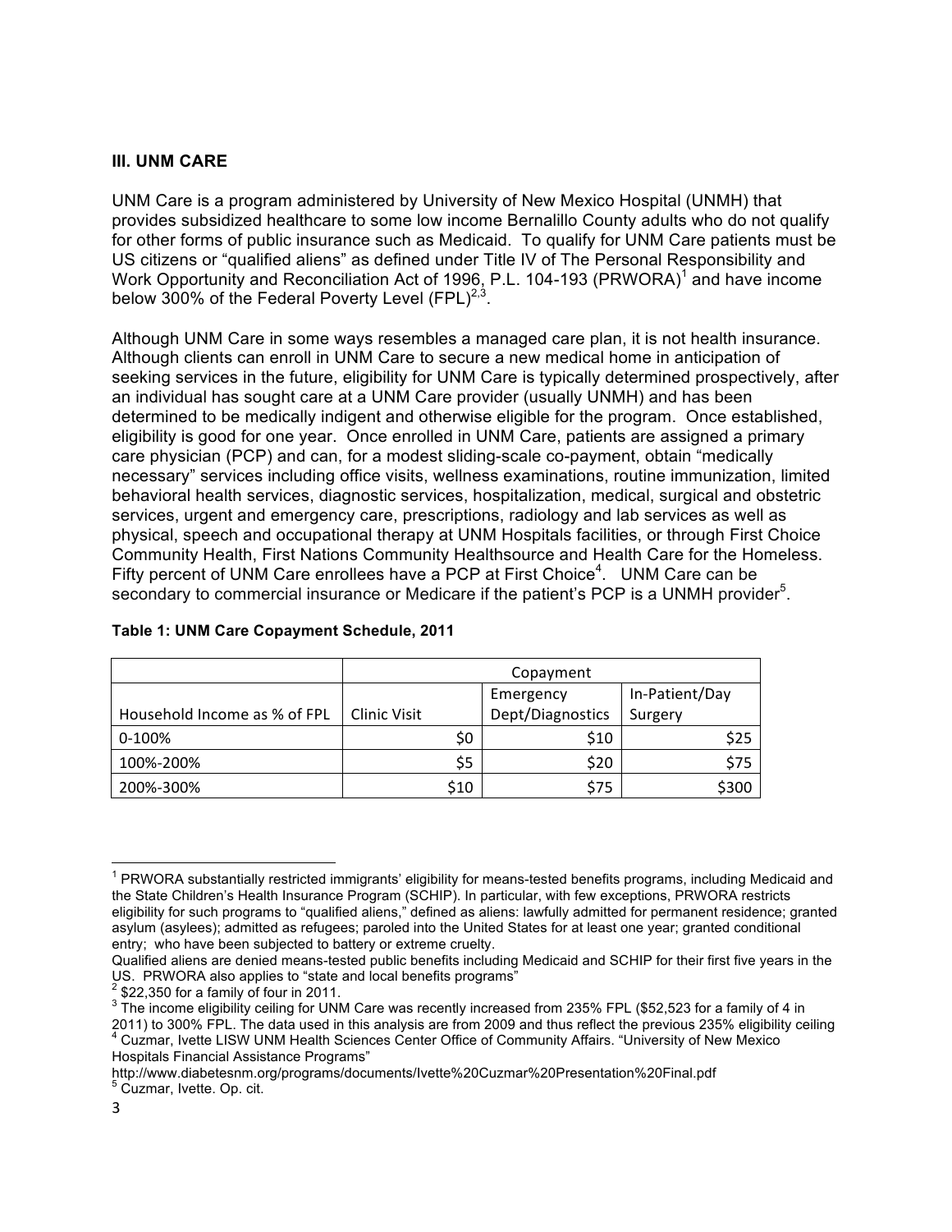### III. UNM CARE

UNM Care is a program administered by University of New Mexico Hospital (UNMH) that provides subsidized healthcare to some low income Bernalillo County adults who do not qualify for other forms of public insurance such as Medicaid. To qualify for UNM Care patients must be US citizens or "qualified aliens" as defined under Title IV of The Personal Responsibility and Work Opportunity and Reconciliation Act of 1996, P.L. 104-193 (PRWORA)[1] and have income below 300% of the Federal Poverty Level (FPL)[2,3].

Although UNM Care in some ways resembles a managed care plan, it is not health insurance. Although clients can enroll in UNM Care to secure a new medical home in anticipation of seeking services in the future, eligibility for UNM Care is typically determined prospectively, after an individual has sought care at a UNM Care provider (usually UNMH) and has been determined to be medically indigent and otherwise eligible for the program. Once established, eligibility is good for one year. Once enrolled in UNM Care, patients are assigned a primary care physician (PCP) and can, for a modest sliding-scale co-payment, obtain "medically necessary" services including office visits, wellness examinations, routine immunization, limited behavioral health services, diagnostic services, hospitalization, medical, surgical and obstetric services, urgent and emergency care, prescriptions, radiology and lab services as well as physical, speech and occupational therapy at UNM Hospitals facilities, or through First Choice Community Health, First Nations Community Healthsource and Health Care for the Homeless. Fifty percent of UNM Care enrollees have a PCP at First Choice[4]. UNM Care can be secondary to commercial insurance or Medicare if the patient's PCP is a UNMH provider[5].

**Table 1: UNM Care Copayment Schedule, 2011**

| | Copayment | | |
|---|---|---|---|
| Household Income as % of FPL | Clinic Visit | Emergency Dept/Diagnostics | In-Patient/Day Surgery |
| 0-100% | $0 | $10 | $25 |
| 100%-200% | $5 | $20 | $75 |
| 200%-300% | $10 | $75 | $300 |

---

[1] PRWORA substantially restricted immigrants' eligibility for means-tested benefits programs, including Medicaid and the State Children's Health Insurance Program (SCHIP). In particular, with few exceptions, PRWORA restricts eligibility for such programs to "qualified aliens," defined as aliens: lawfully admitted for permanent residence; granted asylum (asylees); admitted as refugees; paroled into the United States for at least one year; granted conditional entry; who have been subjected to battery or extreme cruelty.
Qualified aliens are denied means-tested public benefits including Medicaid and SCHIP for their first five years in the US. PRWORA also applies to "state and local benefits programs"

[2] $22,350 for a family of four in 2011.

[3] The income eligibility ceiling for UNM Care was recently increased from 235% FPL ($52,523 for a family of 4 in 2011) to 300% FPL. The data used in this analysis are from 2009 and thus reflect the previous 235% eligibility ceiling

[4] Cuzmar, Ivette LISW UNM Health Sciences Center Office of Community Affairs. "University of New Mexico Hospitals Financial Assistance Programs"
http://www.diabetesnm.org/programs/documents/Ivette%20Cuzmar%20Presentation%20Final.pdf

[5] Cuzmar, Ivette. Op. cit.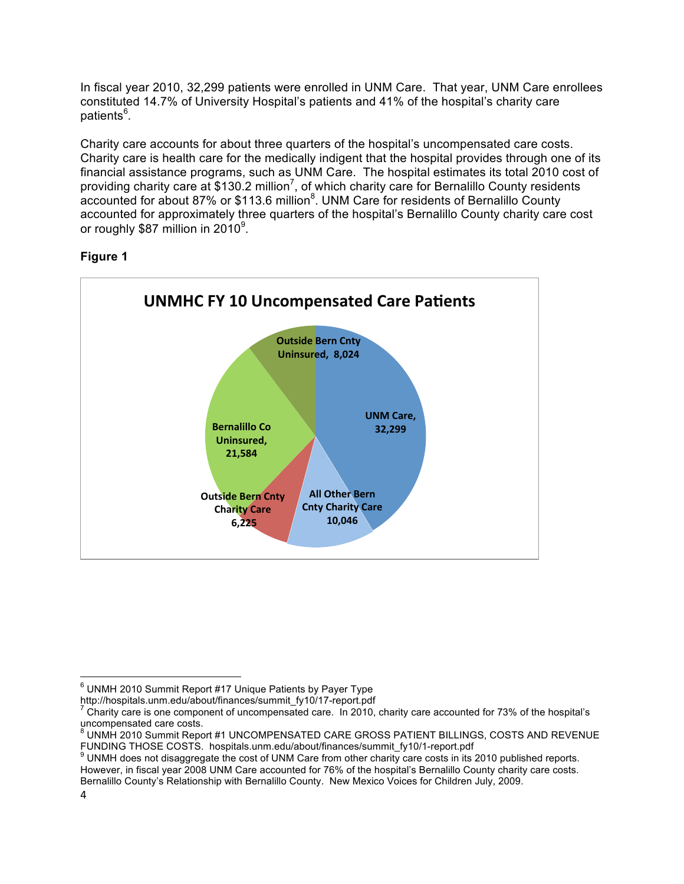In fiscal year 2010, 32,299 patients were enrolled in UNM Care. That year, UNM Care enrollees constituted 14.7% of University Hospital's patients and 41% of the hospital's charity care patients[6].

Charity care accounts for about three quarters of the hospital's uncompensated care costs. Charity care is health care for the medically indigent that the hospital provides through one of its financial assistance programs, such as UNM Care. The hospital estimates its total 2010 cost of providing charity care at $130.2 million[7], of which charity care for Bernalillo County residents accounted for about 87% or $113.6 million[8]. UNM Care for residents of Bernalillo County accounted for approximately three quarters of the hospital's Bernalillo County charity care cost or roughly $87 million in 2010[9].

**Figure 1**

**UNMHC FY 10 Uncompensated Care Patients**

| Category | Patients |
|---|---|
| UNM Care | 32,299 |
| All Other Bern Cnty Charity Care | 10,046 |
| Outside Bern Cnty Charity Care | 6,225 |
| Bernalillo Co Uninsured | 21,584 |
| Outside Bern Cnty Uninsured | 8,024 |

---

[6] UNMH 2010 Summit Report #17 Unique Patients by Payer Type http://hospitals.unm.edu/about/finances/summit_fy10/17-report.pdf

[7] Charity care is one component of uncompensated care. In 2010, charity care accounted for 73% of the hospital's uncompensated care costs.

[8] UNMH 2010 Summit Report #1 UNCOMPENSATED CARE GROSS PATIENT BILLINGS, COSTS AND REVENUE FUNDING THOSE COSTS. hospitals.unm.edu/about/finances/summit_fy10/1-report.pdf

[9] UNMH does not disaggregate the cost of UNM Care from other charity care costs in its 2010 published reports. However, in fiscal year 2008 UNM Care accounted for 76% of the hospital's Bernalillo County charity care costs. Bernalillo County's Relationship with Bernalillo County. New Mexico Voices for Children July, 2009.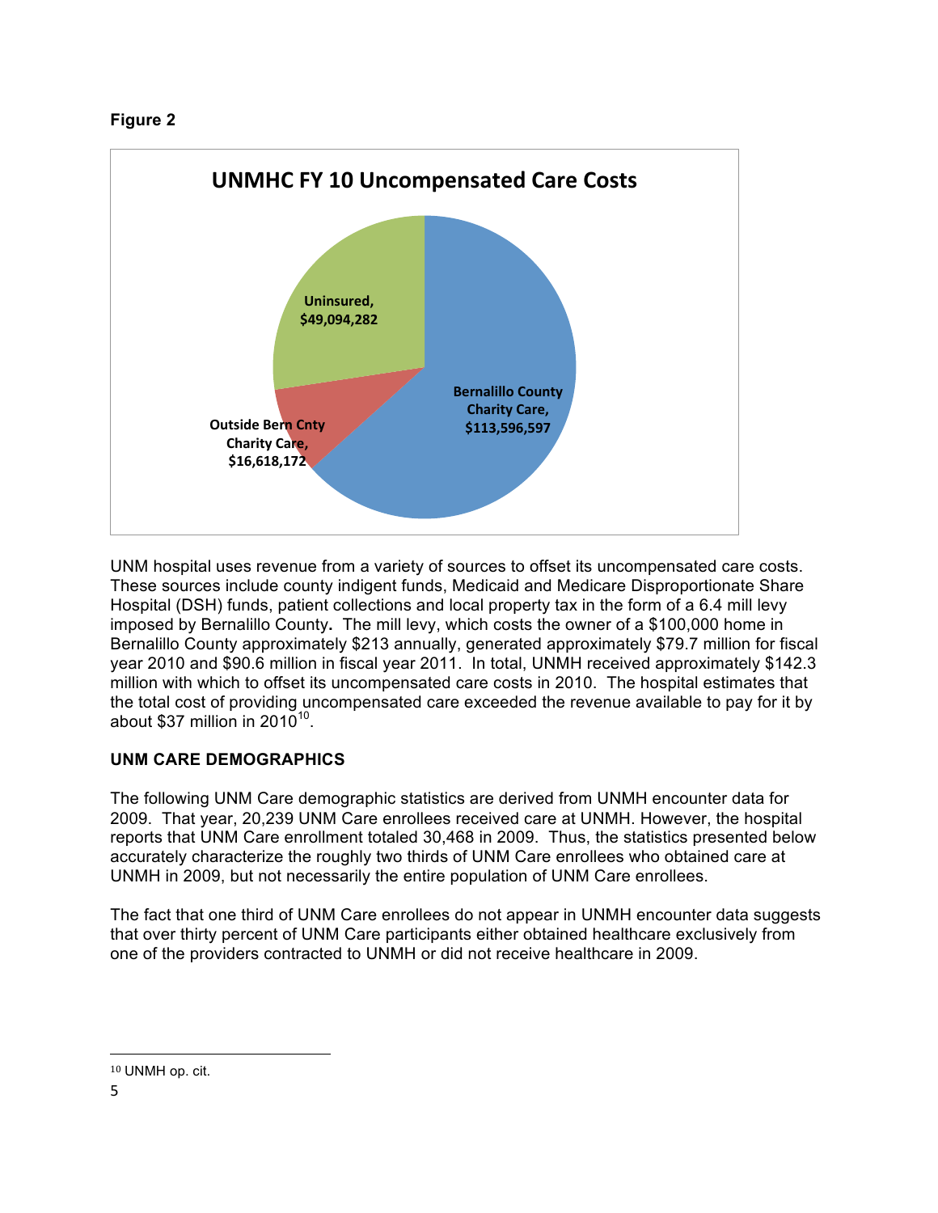**Figure 2**

**UNMHC FY 10 Uncompensated Care Costs**

Uninsured, $49,094,282

Bernalillo County Charity Care, $113,596,597

Outside Bern Cnty Charity Care, $16,618,172

UNM hospital uses revenue from a variety of sources to offset its uncompensated care costs. These sources include county indigent funds, Medicaid and Medicare Disproportionate Share Hospital (DSH) funds, patient collections and local property tax in the form of a 6.4 mill levy imposed by Bernalillo County**.** The mill levy, which costs the owner of a $100,000 home in Bernalillo County approximately $213 annually, generated approximately $79.7 million for fiscal year 2010 and $90.6 million in fiscal year 2011. In total, UNMH received approximately $142.3 million with which to offset its uncompensated care costs in 2010. The hospital estimates that the total cost of providing uncompensated care exceeded the revenue available to pay for it by about $37 million in 2010[10].

## UNM CARE DEMOGRAPHICS

The following UNM Care demographic statistics are derived from UNMH encounter data for 2009. That year, 20,239 UNM Care enrollees received care at UNMH. However, the hospital reports that UNM Care enrollment totaled 30,468 in 2009. Thus, the statistics presented below accurately characterize the roughly two thirds of UNM Care enrollees who obtained care at UNMH in 2009, but not necessarily the entire population of UNM Care enrollees.

The fact that one third of UNM Care enrollees do not appear in UNMH encounter data suggests that over thirty percent of UNM Care participants either obtained healthcare exclusively from one of the providers contracted to UNMH or did not receive healthcare in 2009.

[10] UNMH op. cit.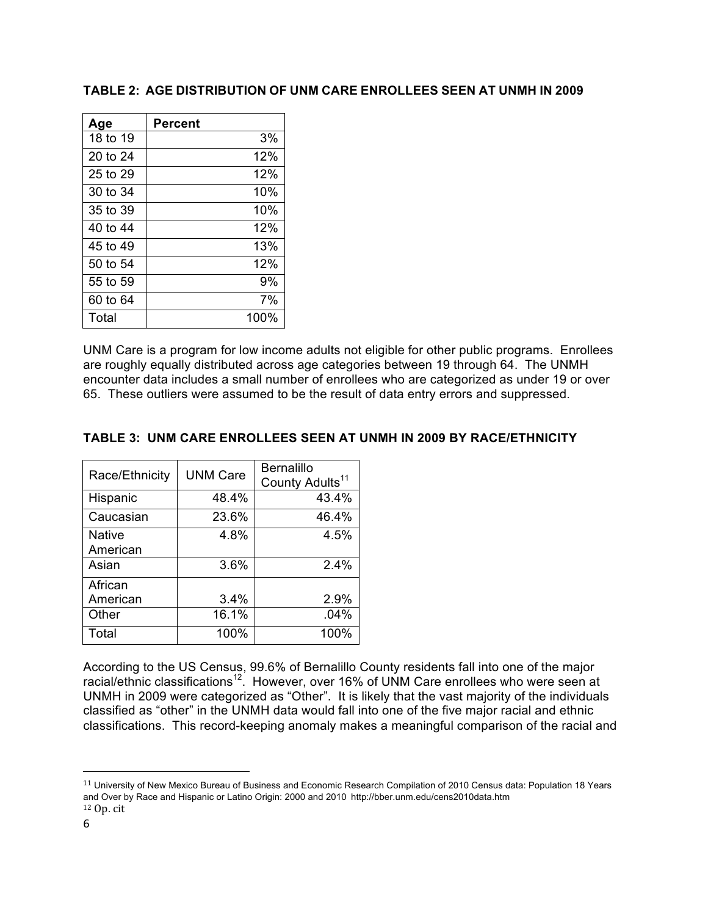**TABLE 2: AGE DISTRIBUTION OF UNM CARE ENROLLEES SEEN AT UNMH IN 2009**

| Age | Percent |
|---|---:|
| 18 to 19 | 3% |
| 20 to 24 | 12% |
| 25 to 29 | 12% |
| 30 to 34 | 10% |
| 35 to 39 | 10% |
| 40 to 44 | 12% |
| 45 to 49 | 13% |
| 50 to 54 | 12% |
| 55 to 59 | 9% |
| 60 to 64 | 7% |
| Total | 100% |

UNM Care is a program for low income adults not eligible for other public programs. Enrollees are roughly equally distributed across age categories between 19 through 64. The UNMH encounter data includes a small number of enrollees who are categorized as under 19 or over 65. These outliers were assumed to be the result of data entry errors and suppressed.

**TABLE 3: UNM CARE ENROLLEES SEEN AT UNMH IN 2009 BY RACE/ETHNICITY**

| Race/Ethnicity | UNM Care | Bernalillo County Adults[11] |
|---|---:|---:|
| Hispanic | 48.4% | 43.4% |
| Caucasian | 23.6% | 46.4% |
| Native American | 4.8% | 4.5% |
| Asian | 3.6% | 2.4% |
| African American | 3.4% | 2.9% |
| Other | 16.1% | .04% |
| Total | 100% | 100% |

According to the US Census, 99.6% of Bernalillo County residents fall into one of the major racial/ethnic classifications[12]. However, over 16% of UNM Care enrollees who were seen at UNMH in 2009 were categorized as "Other". It is likely that the vast majority of the individuals classified as "other" in the UNMH data would fall into one of the five major racial and ethnic classifications. This record-keeping anomaly makes a meaningful comparison of the racial and

---

[11] University of New Mexico Bureau of Business and Economic Research Compilation of 2010 Census data: Population 18 Years and Over by Race and Hispanic or Latino Origin: 2000 and 2010 http://bber.unm.edu/cens2010data.htm

[12] Op. cit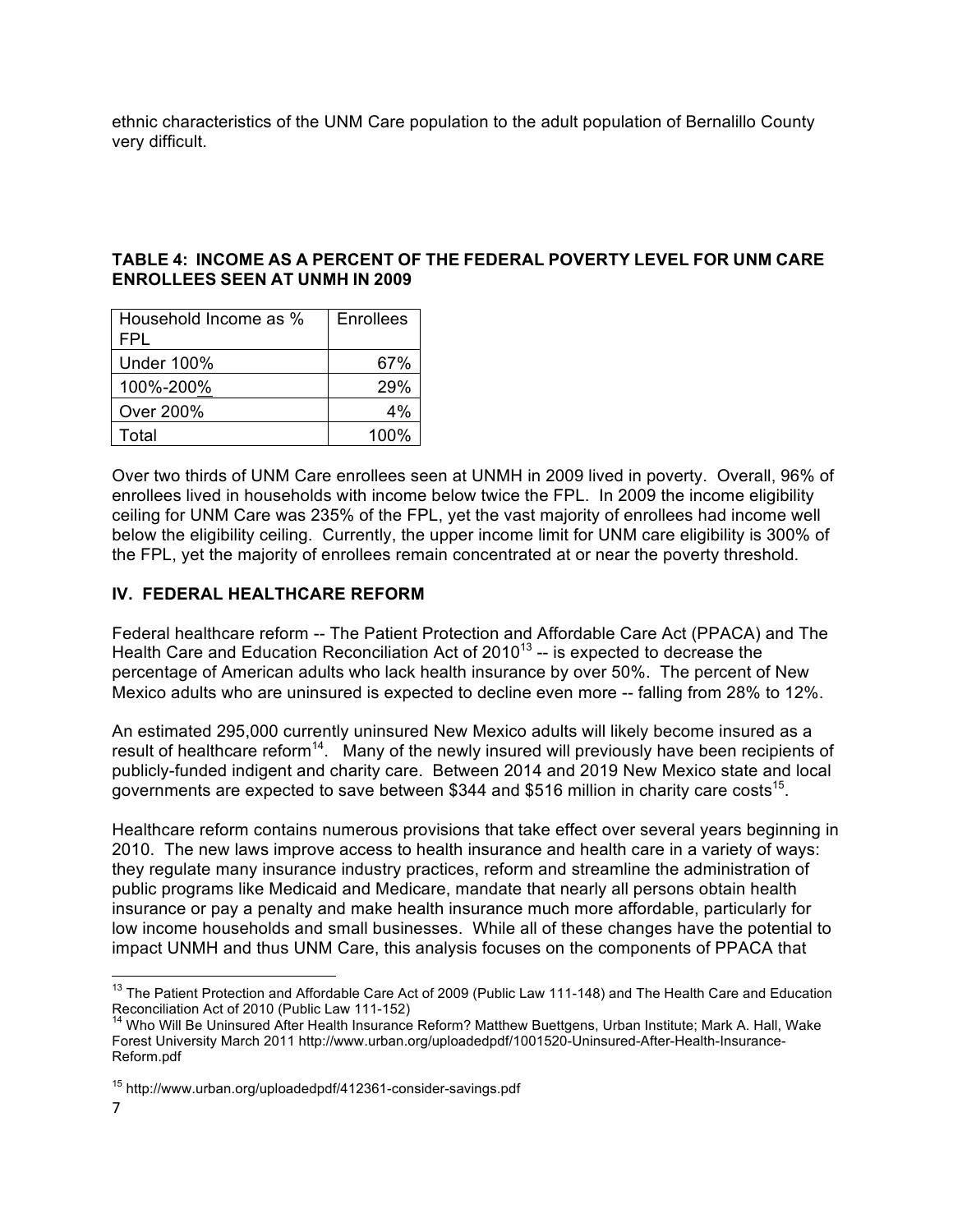ethnic characteristics of the UNM Care population to the adult population of Bernalillo County very difficult.

**TABLE 4: INCOME AS A PERCENT OF THE FEDERAL POVERTY LEVEL FOR UNM CARE ENROLLEES SEEN AT UNMH IN 2009**

| Household Income as % FPL | Enrollees |
|---|---|
| Under 100% | 67% |
| 100%-200% | 29% |
| Over 200% | 4% |
| Total | 100% |

Over two thirds of UNM Care enrollees seen at UNMH in 2009 lived in poverty. Overall, 96% of enrollees lived in households with income below twice the FPL. In 2009 the income eligibility ceiling for UNM Care was 235% of the FPL, yet the vast majority of enrollees had income well below the eligibility ceiling. Currently, the upper income limit for UNM care eligibility is 300% of the FPL, yet the majority of enrollees remain concentrated at or near the poverty threshold.

## IV. FEDERAL HEALTHCARE REFORM

Federal healthcare reform -- The Patient Protection and Affordable Care Act (PPACA) and The Health Care and Education Reconciliation Act of 2010[13] -- is expected to decrease the percentage of American adults who lack health insurance by over 50%. The percent of New Mexico adults who are uninsured is expected to decline even more -- falling from 28% to 12%.

An estimated 295,000 currently uninsured New Mexico adults will likely become insured as a result of healthcare reform[14]. Many of the newly insured will previously have been recipients of publicly-funded indigent and charity care. Between 2014 and 2019 New Mexico state and local governments are expected to save between $344 and $516 million in charity care costs[15].

Healthcare reform contains numerous provisions that take effect over several years beginning in 2010. The new laws improve access to health insurance and health care in a variety of ways: they regulate many insurance industry practices, reform and streamline the administration of public programs like Medicaid and Medicare, mandate that nearly all persons obtain health insurance or pay a penalty and make health insurance much more affordable, particularly for low income households and small businesses. While all of these changes have the potential to impact UNMH and thus UNM Care, this analysis focuses on the components of PPACA that

---

[13] The Patient Protection and Affordable Care Act of 2009 (Public Law 111-148) and The Health Care and Education Reconciliation Act of 2010 (Public Law 111-152)

[14] Who Will Be Uninsured After Health Insurance Reform? Matthew Buettgens, Urban Institute; Mark A. Hall, Wake Forest University March 2011 http://www.urban.org/uploadedpdf/1001520-Uninsured-After-Health-Insurance-Reform.pdf

[15] http://www.urban.org/uploadedpdf/412361-consider-savings.pdf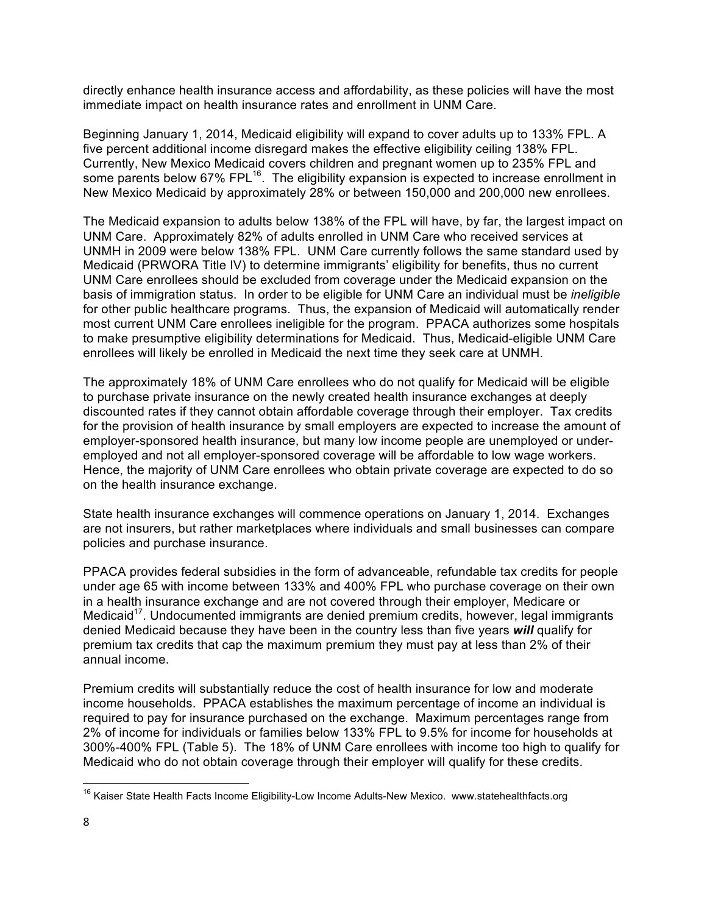directly enhance health insurance access and affordability, as these policies will have the most immediate impact on health insurance rates and enrollment in UNM Care.

Beginning January 1, 2014, Medicaid eligibility will expand to cover adults up to 133% FPL. A five percent additional income disregard makes the effective eligibility ceiling 138% FPL. Currently, New Mexico Medicaid covers children and pregnant women up to 235% FPL and some parents below 67% FPL[16]. The eligibility expansion is expected to increase enrollment in New Mexico Medicaid by approximately 28% or between 150,000 and 200,000 new enrollees.

The Medicaid expansion to adults below 138% of the FPL will have, by far, the largest impact on UNM Care. Approximately 82% of adults enrolled in UNM Care who received services at UNMH in 2009 were below 138% FPL. UNM Care currently follows the same standard used by Medicaid (PRWORA Title IV) to determine immigrants' eligibility for benefits, thus no current UNM Care enrollees should be excluded from coverage under the Medicaid expansion on the basis of immigration status. In order to be eligible for UNM Care an individual must be *ineligible* for other public healthcare programs. Thus, the expansion of Medicaid will automatically render most current UNM Care enrollees ineligible for the program. PPACA authorizes some hospitals to make presumptive eligibility determinations for Medicaid. Thus, Medicaid-eligible UNM Care enrollees will likely be enrolled in Medicaid the next time they seek care at UNMH.

The approximately 18% of UNM Care enrollees who do not qualify for Medicaid will be eligible to purchase private insurance on the newly created health insurance exchanges at deeply discounted rates if they cannot obtain affordable coverage through their employer. Tax credits for the provision of health insurance by small employers are expected to increase the amount of employer-sponsored health insurance, but many low income people are unemployed or under-employed and not all employer-sponsored coverage will be affordable to low wage workers. Hence, the majority of UNM Care enrollees who obtain private coverage are expected to do so on the health insurance exchange.

State health insurance exchanges will commence operations on January 1, 2014. Exchanges are not insurers, but rather marketplaces where individuals and small businesses can compare policies and purchase insurance.

PPACA provides federal subsidies in the form of advanceable, refundable tax credits for people under age 65 with income between 133% and 400% FPL who purchase coverage on their own in a health insurance exchange and are not covered through their employer, Medicare or Medicaid[17]. Undocumented immigrants are denied premium credits, however, legal immigrants denied Medicaid because they have been in the country less than five years ***will*** qualify for premium tax credits that cap the maximum premium they must pay at less than 2% of their annual income.

Premium credits will substantially reduce the cost of health insurance for low and moderate income households. PPACA establishes the maximum percentage of income an individual is required to pay for insurance purchased on the exchange. Maximum percentages range from 2% of income for individuals or families below 133% FPL to 9.5% for income for households at 300%-400% FPL (Table 5). The 18% of UNM Care enrollees with income too high to qualify for Medicaid who do not obtain coverage through their employer will qualify for these credits.

---

[16] Kaiser State Health Facts Income Eligibility-Low Income Adults-New Mexico. www.statehealthfacts.org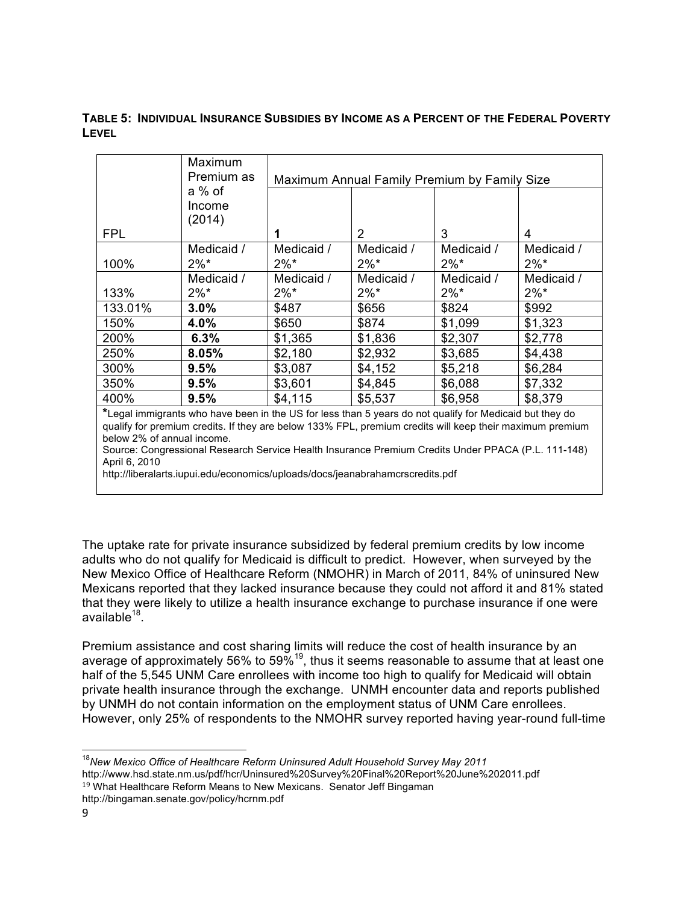**TABLE 5: INDIVIDUAL INSURANCE SUBSIDIES BY INCOME AS A PERCENT OF THE FEDERAL POVERTY LEVEL**

| FPL | Maximum Premium as a % of Income (2014) | Maximum Annual Family Premium by Family Size | | | |
|---|---|---|---|---|---|
| | | **1** | 2 | 3 | 4 |
| 100% | Medicaid / 2%* | Medicaid / 2%* | Medicaid / 2%* | Medicaid / 2%* | Medicaid / 2%* |
| 133% | Medicaid / 2%* | Medicaid / 2%* | Medicaid / 2%* | Medicaid / 2%* | Medicaid / 2%* |
| 133.01% | **3.0%** | $487 | $656 | $824 | $992 |
| 150% | **4.0%** | $650 | $874 | $1,099 | $1,323 |
| 200% | **6.3%** | $1,365 | $1,836 | $2,307 | $2,778 |
| 250% | **8.05%** | $2,180 | $2,932 | $3,685 | $4,438 |
| 300% | **9.5%** | $3,087 | $4,152 | $5,218 | $6,284 |
| 350% | **9.5%** | $3,601 | $4,845 | $6,088 | $7,332 |
| 400% | **9.5%** | $4,115 | $5,537 | $6,958 | $8,379 |

**\***Legal immigrants who have been in the US for less than 5 years do not qualify for Medicaid but they do qualify for premium credits. If they are below 133% FPL, premium credits will keep their maximum premium below 2% of annual income.
Source: Congressional Research Service Health Insurance Premium Credits Under PPACA (P.L. 111-148) April 6, 2010
http://liberalarts.iupui.edu/economics/uploads/docs/jeanabrahamcrscredits.pdf

The uptake rate for private insurance subsidized by federal premium credits by low income adults who do not qualify for Medicaid is difficult to predict. However, when surveyed by the New Mexico Office of Healthcare Reform (NMOHR) in March of 2011, 84% of uninsured New Mexicans reported that they lacked insurance because they could not afford it and 81% stated that they were likely to utilize a health insurance exchange to purchase insurance if one were available[18].

Premium assistance and cost sharing limits will reduce the cost of health insurance by an average of approximately 56% to 59%[19], thus it seems reasonable to assume that at least one half of the 5,545 UNM Care enrollees with income too high to qualify for Medicaid will obtain private health insurance through the exchange. UNMH encounter data and reports published by UNMH do not contain information on the employment status of UNM Care enrollees. However, only 25% of respondents to the NMOHR survey reported having year-round full-time

[18] *New Mexico Office of Healthcare Reform Uninsured Adult Household Survey May 2011* http://www.hsd.state.nm.us/pdf/hcr/Uninsured%20Survey%20Final%20Report%20June%202011.pdf

[19] What Healthcare Reform Means to New Mexicans. Senator Jeff Bingaman http://bingaman.senate.gov/policy/hcrnm.pdf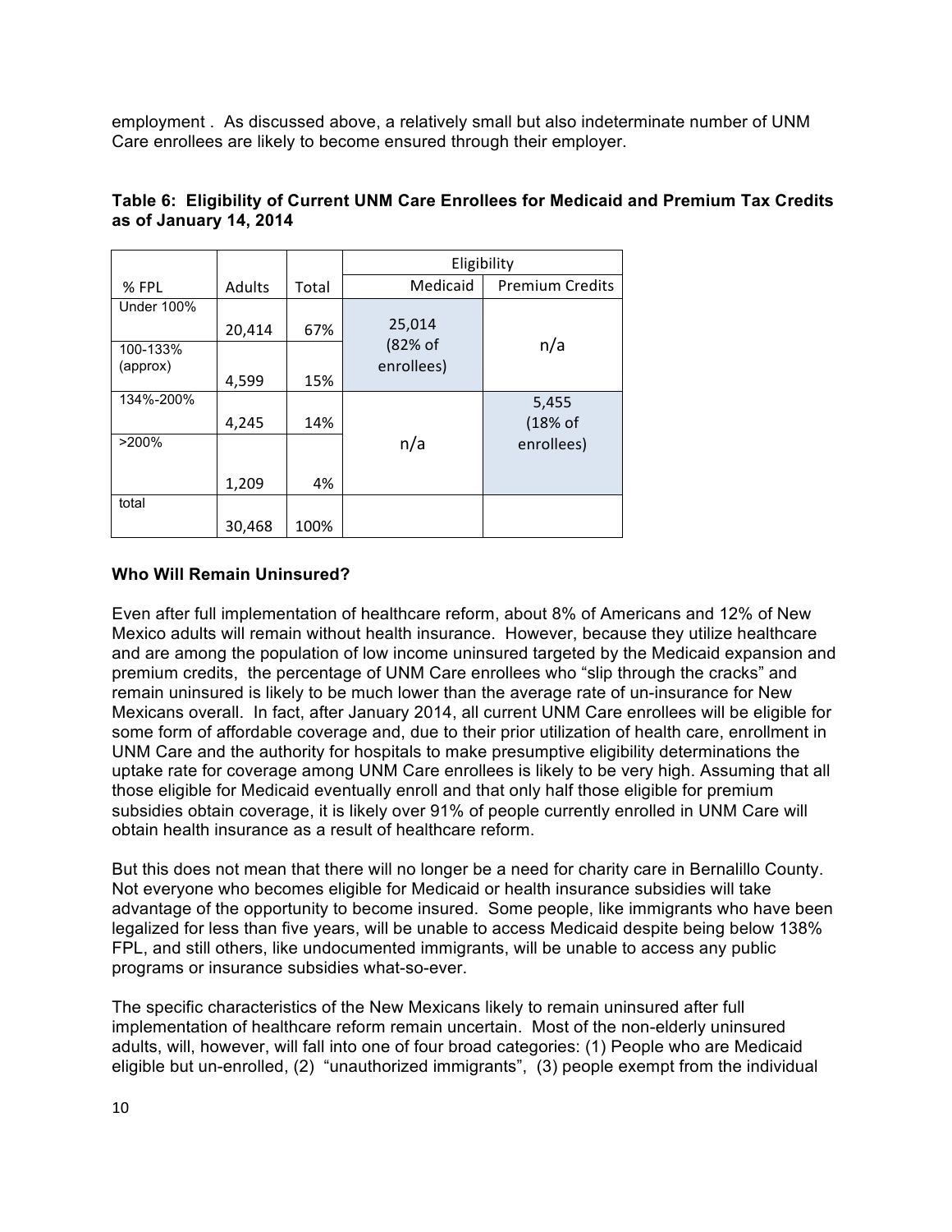employment . As discussed above, a relatively small but also indeterminate number of UNM Care enrollees are likely to become ensured through their employer.

**Table 6: Eligibility of Current UNM Care Enrollees for Medicaid and Premium Tax Credits as of January 14, 2014**

| | | | Eligibility | |
|---|---|---|---|---|
| % FPL | Adults | Total | Medicaid | Premium Credits |
| Under 100% | 20,414 | 67% | 25,014 (82% of enrollees) | n/a |
| 100-133% (approx) | 4,599 | 15% | | |
| 134%-200% | 4,245 | 14% | n/a | 5,455 (18% of enrollees) |
| >200% | 1,209 | 4% | | |
| total | 30,468 | 100% | | |

**Who Will Remain Uninsured?**

Even after full implementation of healthcare reform, about 8% of Americans and 12% of New Mexico adults will remain without health insurance. However, because they utilize healthcare and are among the population of low income uninsured targeted by the Medicaid expansion and premium credits, the percentage of UNM Care enrollees who "slip through the cracks" and remain uninsured is likely to be much lower than the average rate of un-insurance for New Mexicans overall. In fact, after January 2014, all current UNM Care enrollees will be eligible for some form of affordable coverage and, due to their prior utilization of health care, enrollment in UNM Care and the authority for hospitals to make presumptive eligibility determinations the uptake rate for coverage among UNM Care enrollees is likely to be very high. Assuming that all those eligible for Medicaid eventually enroll and that only half those eligible for premium subsidies obtain coverage, it is likely over 91% of people currently enrolled in UNM Care will obtain health insurance as a result of healthcare reform.

But this does not mean that there will no longer be a need for charity care in Bernalillo County. Not everyone who becomes eligible for Medicaid or health insurance subsidies will take advantage of the opportunity to become insured. Some people, like immigrants who have been legalized for less than five years, will be unable to access Medicaid despite being below 138% FPL, and still others, like undocumented immigrants, will be unable to access any public programs or insurance subsidies what-so-ever.

The specific characteristics of the New Mexicans likely to remain uninsured after full implementation of healthcare reform remain uncertain. Most of the non-elderly uninsured adults, will, however, will fall into one of four broad categories: (1) People who are Medicaid eligible but un-enrolled, (2) "unauthorized immigrants", (3) people exempt from the individual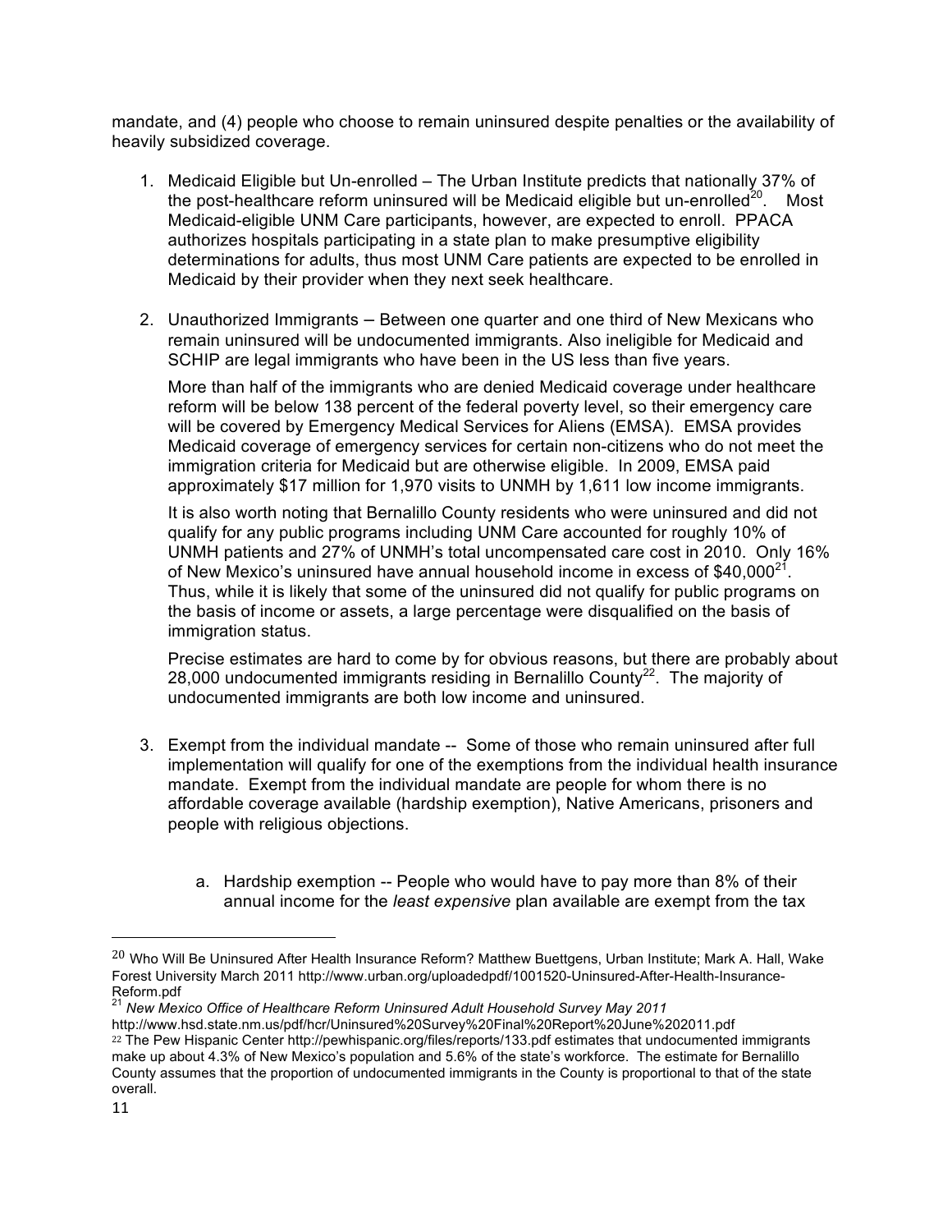mandate, and (4) people who choose to remain uninsured despite penalties or the availability of heavily subsidized coverage.

1. Medicaid Eligible but Un-enrolled – The Urban Institute predicts that nationally 37% of the post-healthcare reform uninsured will be Medicaid eligible but un-enrolled[20]. Most Medicaid-eligible UNM Care participants, however, are expected to enroll. PPACA authorizes hospitals participating in a state plan to make presumptive eligibility determinations for adults, thus most UNM Care patients are expected to be enrolled in Medicaid by their provider when they next seek healthcare.

2. Unauthorized Immigrants – Between one quarter and one third of New Mexicans who remain uninsured will be undocumented immigrants. Also ineligible for Medicaid and SCHIP are legal immigrants who have been in the US less than five years.

   More than half of the immigrants who are denied Medicaid coverage under healthcare reform will be below 138 percent of the federal poverty level, so their emergency care will be covered by Emergency Medical Services for Aliens (EMSA). EMSA provides Medicaid coverage of emergency services for certain non-citizens who do not meet the immigration criteria for Medicaid but are otherwise eligible. In 2009, EMSA paid approximately $17 million for 1,970 visits to UNMH by 1,611 low income immigrants.

   It is also worth noting that Bernalillo County residents who were uninsured and did not qualify for any public programs including UNM Care accounted for roughly 10% of UNMH patients and 27% of UNMH's total uncompensated care cost in 2010. Only 16% of New Mexico's uninsured have annual household income in excess of $40,000[21]. Thus, while it is likely that some of the uninsured did not qualify for public programs on the basis of income or assets, a large percentage were disqualified on the basis of immigration status.

   Precise estimates are hard to come by for obvious reasons, but there are probably about 28,000 undocumented immigrants residing in Bernalillo County[22]. The majority of undocumented immigrants are both low income and uninsured.

3. Exempt from the individual mandate -- Some of those who remain uninsured after full implementation will qualify for one of the exemptions from the individual health insurance mandate. Exempt from the individual mandate are people for whom there is no affordable coverage available (hardship exemption), Native Americans, prisoners and people with religious objections.

   a. Hardship exemption -- People who would have to pay more than 8% of their annual income for the *least expensive* plan available are exempt from the tax

---

[20] Who Will Be Uninsured After Health Insurance Reform? Matthew Buettgens, Urban Institute; Mark A. Hall, Wake Forest University March 2011 http://www.urban.org/uploadedpdf/1001520-Uninsured-After-Health-Insurance-Reform.pdf

[21] *New Mexico Office of Healthcare Reform Uninsured Adult Household Survey May 2011* http://www.hsd.state.nm.us/pdf/hcr/Uninsured%20Survey%20Final%20Report%20June%202011.pdf

[22] The Pew Hispanic Center http://pewhispanic.org/files/reports/133.pdf estimates that undocumented immigrants make up about 4.3% of New Mexico's population and 5.6% of the state's workforce. The estimate for Bernalillo County assumes that the proportion of undocumented immigrants in the County is proportional to that of the state overall.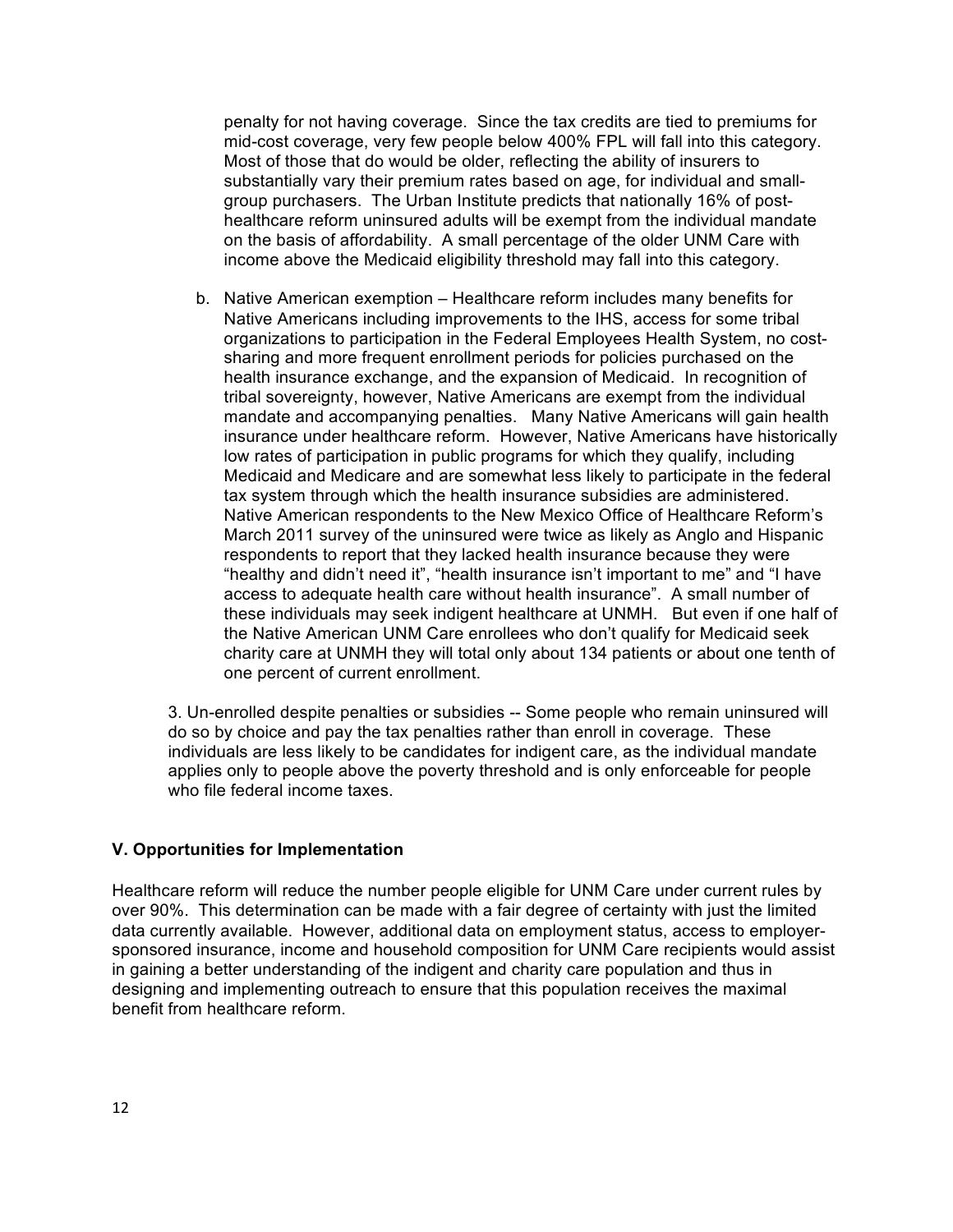penalty for not having coverage. Since the tax credits are tied to premiums for mid-cost coverage, very few people below 400% FPL will fall into this category. Most of those that do would be older, reflecting the ability of insurers to substantially vary their premium rates based on age, for individual and small-group purchasers. The Urban Institute predicts that nationally 16% of post-healthcare reform uninsured adults will be exempt from the individual mandate on the basis of affordability. A small percentage of the older UNM Care with income above the Medicaid eligibility threshold may fall into this category.

b. Native American exemption – Healthcare reform includes many benefits for Native Americans including improvements to the IHS, access for some tribal organizations to participation in the Federal Employees Health System, no cost-sharing and more frequent enrollment periods for policies purchased on the health insurance exchange, and the expansion of Medicaid. In recognition of tribal sovereignty, however, Native Americans are exempt from the individual mandate and accompanying penalties. Many Native Americans will gain health insurance under healthcare reform. However, Native Americans have historically low rates of participation in public programs for which they qualify, including Medicaid and Medicare and are somewhat less likely to participate in the federal tax system through which the health insurance subsidies are administered. Native American respondents to the New Mexico Office of Healthcare Reform's March 2011 survey of the uninsured were twice as likely as Anglo and Hispanic respondents to report that they lacked health insurance because they were "healthy and didn't need it", "health insurance isn't important to me" and "I have access to adequate health care without health insurance". A small number of these individuals may seek indigent healthcare at UNMH. But even if one half of the Native American UNM Care enrollees who don't qualify for Medicaid seek charity care at UNMH they will total only about 134 patients or about one tenth of one percent of current enrollment.

3. Un-enrolled despite penalties or subsidies -- Some people who remain uninsured will do so by choice and pay the tax penalties rather than enroll in coverage. These individuals are less likely to be candidates for indigent care, as the individual mandate applies only to people above the poverty threshold and is only enforceable for people who file federal income taxes.

## V. Opportunities for Implementation

Healthcare reform will reduce the number people eligible for UNM Care under current rules by over 90%. This determination can be made with a fair degree of certainty with just the limited data currently available. However, additional data on employment status, access to employer-sponsored insurance, income and household composition for UNM Care recipients would assist in gaining a better understanding of the indigent and charity care population and thus in designing and implementing outreach to ensure that this population receives the maximal benefit from healthcare reform.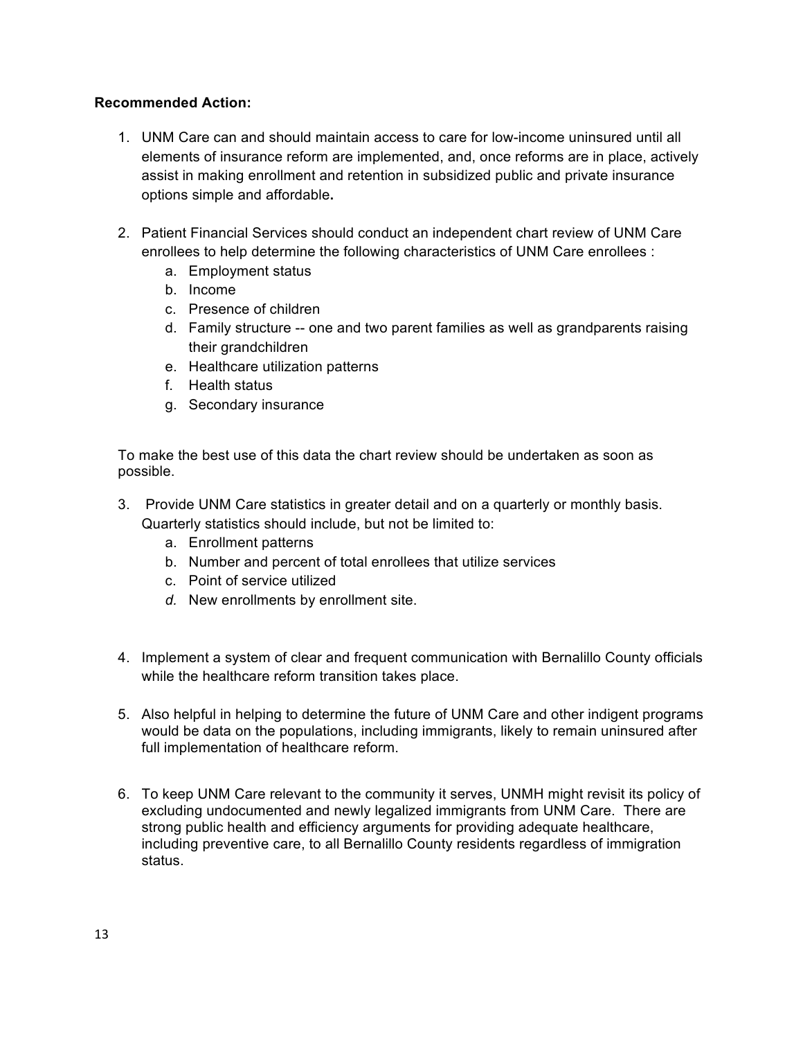**Recommended Action:**

1. UNM Care can and should maintain access to care for low-income uninsured until all elements of insurance reform are implemented, and, once reforms are in place, actively assist in making enrollment and retention in subsidized public and private insurance options simple and affordable**.**

2. Patient Financial Services should conduct an independent chart review of UNM Care enrollees to help determine the following characteristics of UNM Care enrollees :
   a. Employment status
   b. Income
   c. Presence of children
   d. Family structure -- one and two parent families as well as grandparents raising their grandchildren
   e. Healthcare utilization patterns
   f. Health status
   g. Secondary insurance

   To make the best use of this data the chart review should be undertaken as soon as possible.

3. Provide UNM Care statistics in greater detail and on a quarterly or monthly basis. Quarterly statistics should include, but not be limited to:
   a. Enrollment patterns
   b. Number and percent of total enrollees that utilize services
   c. Point of service utilized
   *d.* New enrollments by enrollment site.

4. Implement a system of clear and frequent communication with Bernalillo County officials while the healthcare reform transition takes place.

5. Also helpful in helping to determine the future of UNM Care and other indigent programs would be data on the populations, including immigrants, likely to remain uninsured after full implementation of healthcare reform.

6. To keep UNM Care relevant to the community it serves, UNMH might revisit its policy of excluding undocumented and newly legalized immigrants from UNM Care. There are strong public health and efficiency arguments for providing adequate healthcare, including preventive care, to all Bernalillo County residents regardless of immigration status.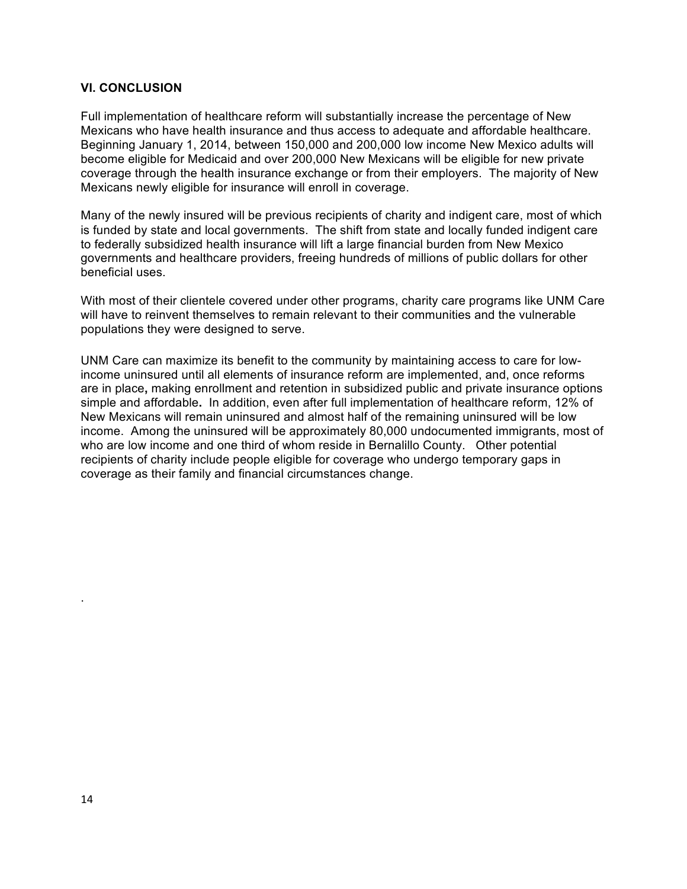## VI. CONCLUSION

Full implementation of healthcare reform will substantially increase the percentage of New Mexicans who have health insurance and thus access to adequate and affordable healthcare. Beginning January 1, 2014, between 150,000 and 200,000 low income New Mexico adults will become eligible for Medicaid and over 200,000 New Mexicans will be eligible for new private coverage through the health insurance exchange or from their employers. The majority of New Mexicans newly eligible for insurance will enroll in coverage.

Many of the newly insured will be previous recipients of charity and indigent care, most of which is funded by state and local governments. The shift from state and locally funded indigent care to federally subsidized health insurance will lift a large financial burden from New Mexico governments and healthcare providers, freeing hundreds of millions of public dollars for other beneficial uses.

With most of their clientele covered under other programs, charity care programs like UNM Care will have to reinvent themselves to remain relevant to their communities and the vulnerable populations they were designed to serve.

UNM Care can maximize its benefit to the community by maintaining access to care for low-income uninsured until all elements of insurance reform are implemented, and, once reforms are in place**,** making enrollment and retention in subsidized public and private insurance options simple and affordable**.** In addition, even after full implementation of healthcare reform, 12% of New Mexicans will remain uninsured and almost half of the remaining uninsured will be low income. Among the uninsured will be approximately 80,000 undocumented immigrants, most of who are low income and one third of whom reside in Bernalillo County. Other potential recipients of charity include people eligible for coverage who undergo temporary gaps in coverage as their family and financial circumstances change.

.